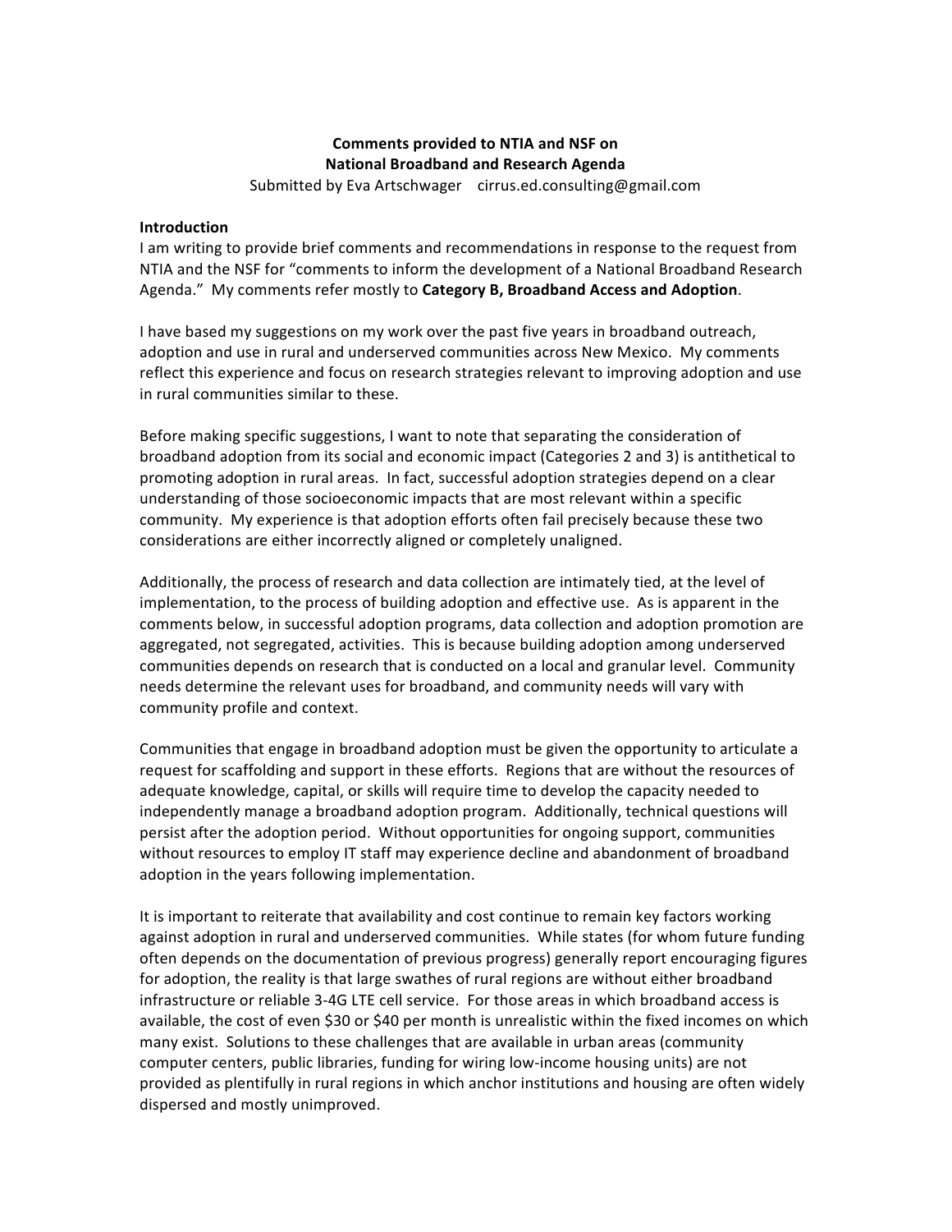**Comments provided to NTIA and NSF on**
**National Broadband and Research Agenda**
Submitted by Eva Artschwager cirrus.ed.consulting@gmail.com

**Introduction**

I am writing to provide brief comments and recommendations in response to the request from NTIA and the NSF for "comments to inform the development of a National Broadband Research Agenda." My comments refer mostly to **Category B, Broadband Access and Adoption**.

I have based my suggestions on my work over the past five years in broadband outreach, adoption and use in rural and underserved communities across New Mexico. My comments reflect this experience and focus on research strategies relevant to improving adoption and use in rural communities similar to these.

Before making specific suggestions, I want to note that separating the consideration of broadband adoption from its social and economic impact (Categories 2 and 3) is antithetical to promoting adoption in rural areas. In fact, successful adoption strategies depend on a clear understanding of those socioeconomic impacts that are most relevant within a specific community. My experience is that adoption efforts often fail precisely because these two considerations are either incorrectly aligned or completely unaligned.

Additionally, the process of research and data collection are intimately tied, at the level of implementation, to the process of building adoption and effective use. As is apparent in the comments below, in successful adoption programs, data collection and adoption promotion are aggregated, not segregated, activities. This is because building adoption among underserved communities depends on research that is conducted on a local and granular level. Community needs determine the relevant uses for broadband, and community needs will vary with community profile and context.

Communities that engage in broadband adoption must be given the opportunity to articulate a request for scaffolding and support in these efforts. Regions that are without the resources of adequate knowledge, capital, or skills will require time to develop the capacity needed to independently manage a broadband adoption program. Additionally, technical questions will persist after the adoption period. Without opportunities for ongoing support, communities without resources to employ IT staff may experience decline and abandonment of broadband adoption in the years following implementation.

It is important to reiterate that availability and cost continue to remain key factors working against adoption in rural and underserved communities. While states (for whom future funding often depends on the documentation of previous progress) generally report encouraging figures for adoption, the reality is that large swathes of rural regions are without either broadband infrastructure or reliable 3-4G LTE cell service. For those areas in which broadband access is available, the cost of even $30 or $40 per month is unrealistic within the fixed incomes on which many exist. Solutions to these challenges that are available in urban areas (community computer centers, public libraries, funding for wiring low-income housing units) are not provided as plentifully in rural regions in which anchor institutions and housing are often widely dispersed and mostly unimproved.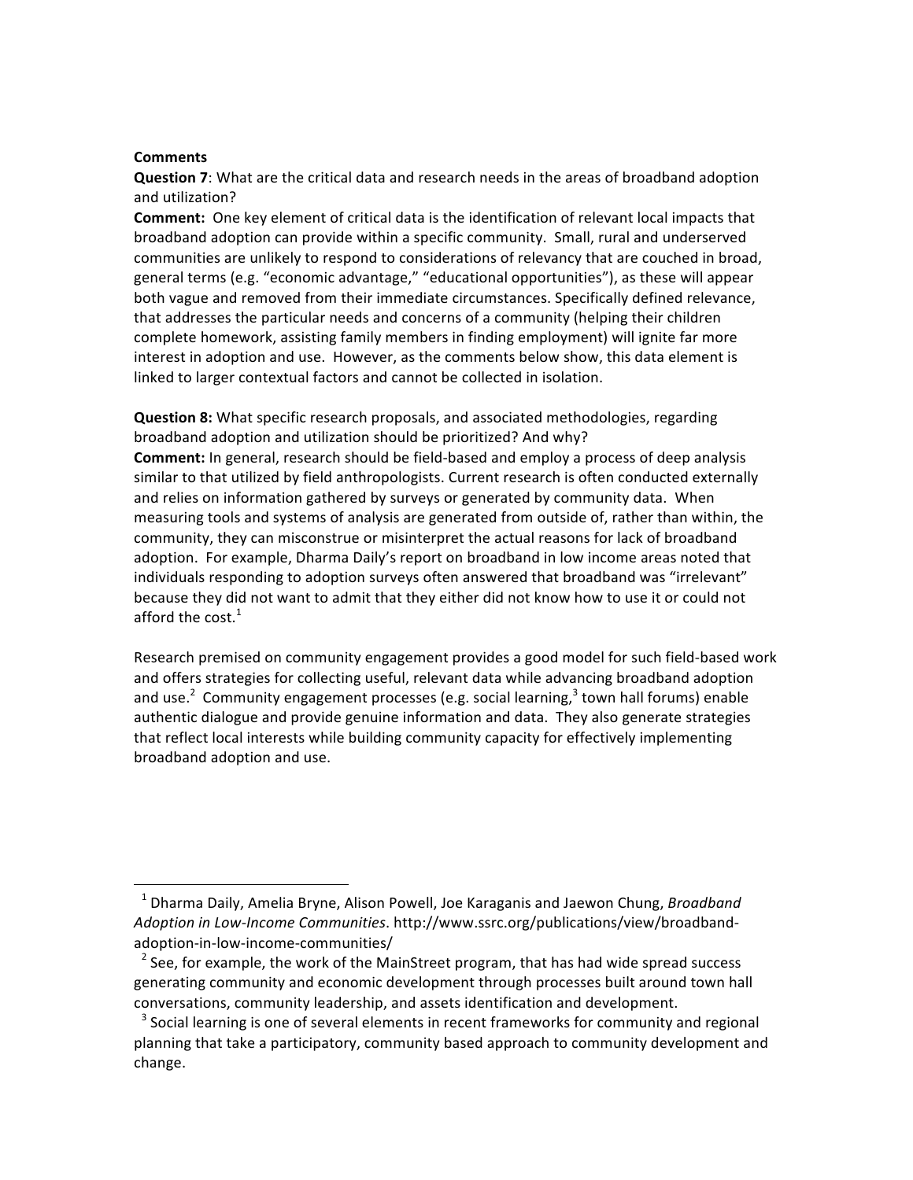**Comments**

**Question 7**: What are the critical data and research needs in the areas of broadband adoption and utilization?

**Comment:** One key element of critical data is the identification of relevant local impacts that broadband adoption can provide within a specific community. Small, rural and underserved communities are unlikely to respond to considerations of relevancy that are couched in broad, general terms (e.g. "economic advantage," "educational opportunities"), as these will appear both vague and removed from their immediate circumstances. Specifically defined relevance, that addresses the particular needs and concerns of a community (helping their children complete homework, assisting family members in finding employment) will ignite far more interest in adoption and use. However, as the comments below show, this data element is linked to larger contextual factors and cannot be collected in isolation.

**Question 8:** What specific research proposals, and associated methodologies, regarding broadband adoption and utilization should be prioritized? And why?

**Comment:** In general, research should be field-based and employ a process of deep analysis similar to that utilized by field anthropologists. Current research is often conducted externally and relies on information gathered by surveys or generated by community data. When measuring tools and systems of analysis are generated from outside of, rather than within, the community, they can misconstrue or misinterpret the actual reasons for lack of broadband adoption. For example, Dharma Daily's report on broadband in low income areas noted that individuals responding to adoption surveys often answered that broadband was "irrelevant" because they did not want to admit that they either did not know how to use it or could not afford the cost.[1]

Research premised on community engagement provides a good model for such field-based work and offers strategies for collecting useful, relevant data while advancing broadband adoption and use.[2] Community engagement processes (e.g. social learning,[3] town hall forums) enable authentic dialogue and provide genuine information and data. They also generate strategies that reflect local interests while building community capacity for effectively implementing broadband adoption and use.

---

[1] Dharma Daily, Amelia Bryne, Alison Powell, Joe Karaganis and Jaewon Chung, *Broadband Adoption in Low-Income Communities*. http://www.ssrc.org/publications/view/broadband-adoption-in-low-income-communities/

[2] See, for example, the work of the MainStreet program, that has had wide spread success generating community and economic development through processes built around town hall conversations, community leadership, and assets identification and development.

[3] Social learning is one of several elements in recent frameworks for community and regional planning that take a participatory, community based approach to community development and change.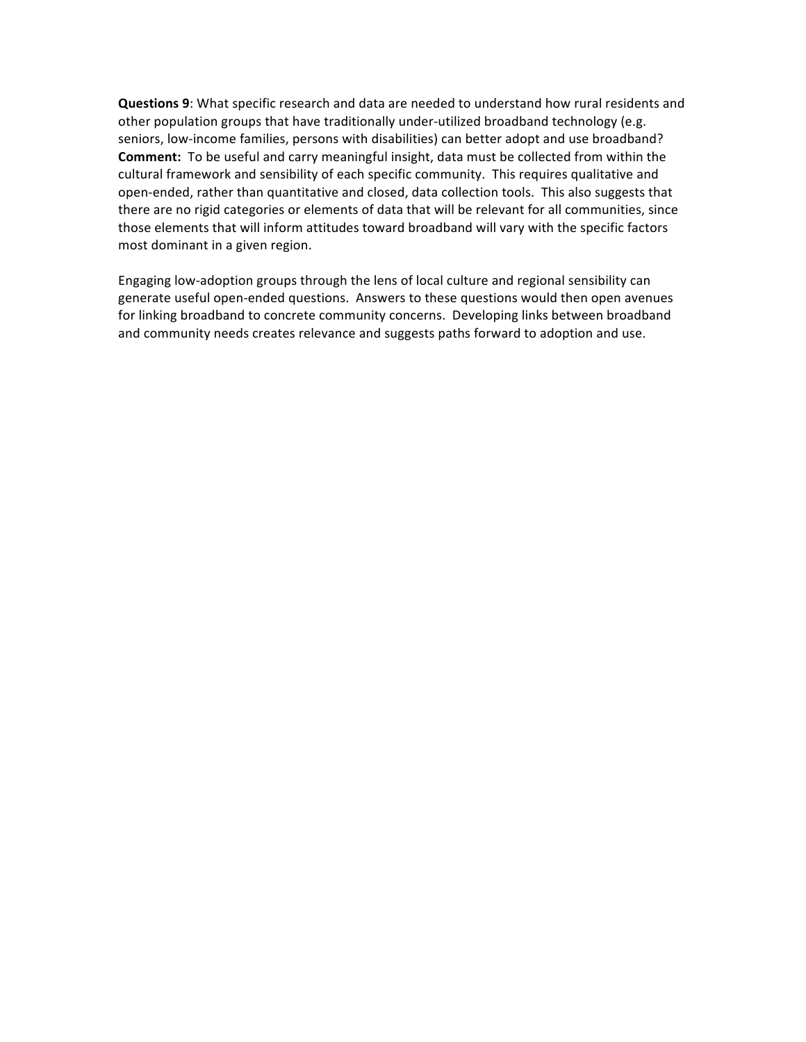**Questions 9**: What specific research and data are needed to understand how rural residents and other population groups that have traditionally under-utilized broadband technology (e.g. seniors, low-income families, persons with disabilities) can better adopt and use broadband?
**Comment:** To be useful and carry meaningful insight, data must be collected from within the cultural framework and sensibility of each specific community. This requires qualitative and open-ended, rather than quantitative and closed, data collection tools. This also suggests that there are no rigid categories or elements of data that will be relevant for all communities, since those elements that will inform attitudes toward broadband will vary with the specific factors most dominant in a given region.

Engaging low-adoption groups through the lens of local culture and regional sensibility can generate useful open-ended questions. Answers to these questions would then open avenues for linking broadband to concrete community concerns. Developing links between broadband and community needs creates relevance and suggests paths forward to adoption and use.